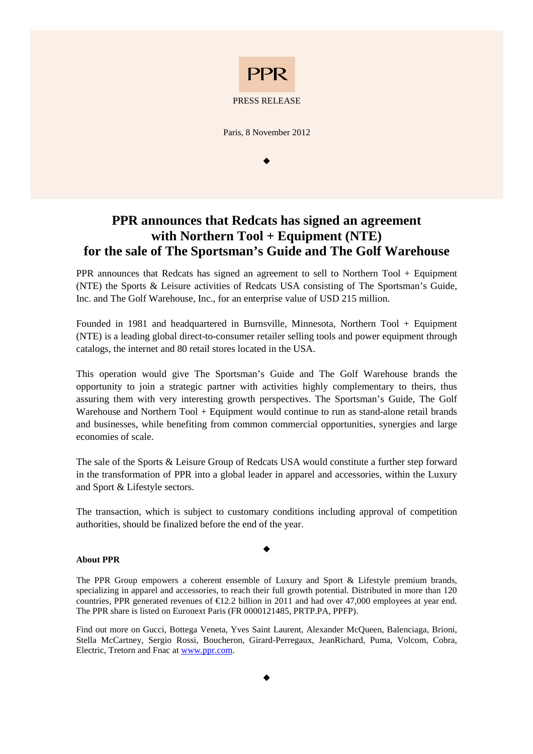PPR

PRESS RELEASE

Paris, 8 November 2012

◆

# PPR announces that Redcats has signed an agreement with Northern Tool + Equipment (NTE) for the sale of The Sportsman's Guide and The Golf Warehouse

PPR announces that Redcats has signed an agreement to sell to Northern Tool + Equipment (NTE) the Sports & Leisure activities of Redcats USA consisting of The Sportsman's Guide, Inc. and The Golf Warehouse, Inc., for an enterprise value of USD 215 million.

Founded in 1981 and headquartered in Burnsville, Minnesota, Northern Tool + Equipment (NTE) is a leading global direct-to-consumer retailer selling tools and power equipment through catalogs, the internet and 80 retail stores located in the USA.

This operation would give The Sportsman's Guide and The Golf Warehouse brands the opportunity to join a strategic partner with activities highly complementary to theirs, thus assuring them with very interesting growth perspectives. The Sportsman's Guide, The Golf Warehouse and Northern Tool + Equipment would continue to run as stand-alone retail brands and businesses, while benefiting from common commercial opportunities, synergies and large economies of scale.

The sale of the Sports & Leisure Group of Redcats USA would constitute a further step forward in the transformation of PPR into a global leader in apparel and accessories, within the Luxury and Sport & Lifestyle sectors.

The transaction, which is subject to customary conditions including approval of competition authorities, should be finalized before the end of the year.

◆

**About PPR**

The PPR Group empowers a coherent ensemble of Luxury and Sport & Lifestyle premium brands, specializing in apparel and accessories, to reach their full growth potential. Distributed in more than 120 countries, PPR generated revenues of €12.2 billion in 2011 and had over 47,000 employees at year end. The PPR share is listed on Euronext Paris (FR 0000121485, PRTP.PA, PPFP).

Find out more on Gucci, Bottega Veneta, Yves Saint Laurent, Alexander McQueen, Balenciaga, Brioni, Stella McCartney, Sergio Rossi, Boucheron, Girard-Perregaux, JeanRichard, Puma, Volcom, Cobra, Electric, Tretorn and Fnac at www.ppr.com.

◆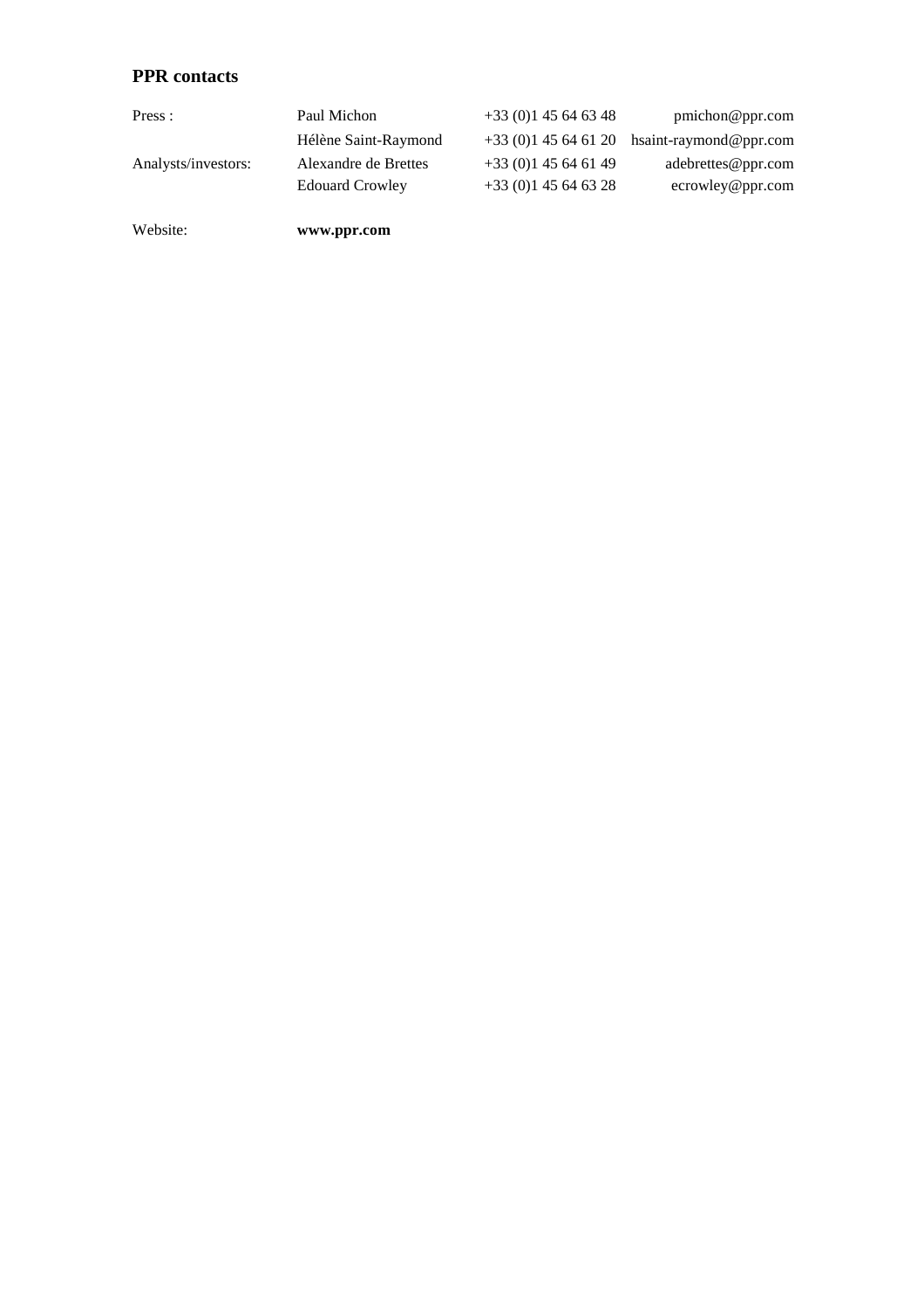**PPR contacts**

| | | | |
|---|---|---|---|
| Press : | Paul Michon | +33 (0)1 45 64 63 48 | pmichon@ppr.com |
| | Hélène Saint-Raymond | +33 (0)1 45 64 61 20 | hsaint-raymond@ppr.com |
| Analysts/investors: | Alexandre de Brettes | +33 (0)1 45 64 61 49 | adebrettes@ppr.com |
| | Edouard Crowley | +33 (0)1 45 64 63 28 | ecrowley@ppr.com |

Website: **www.ppr.com**